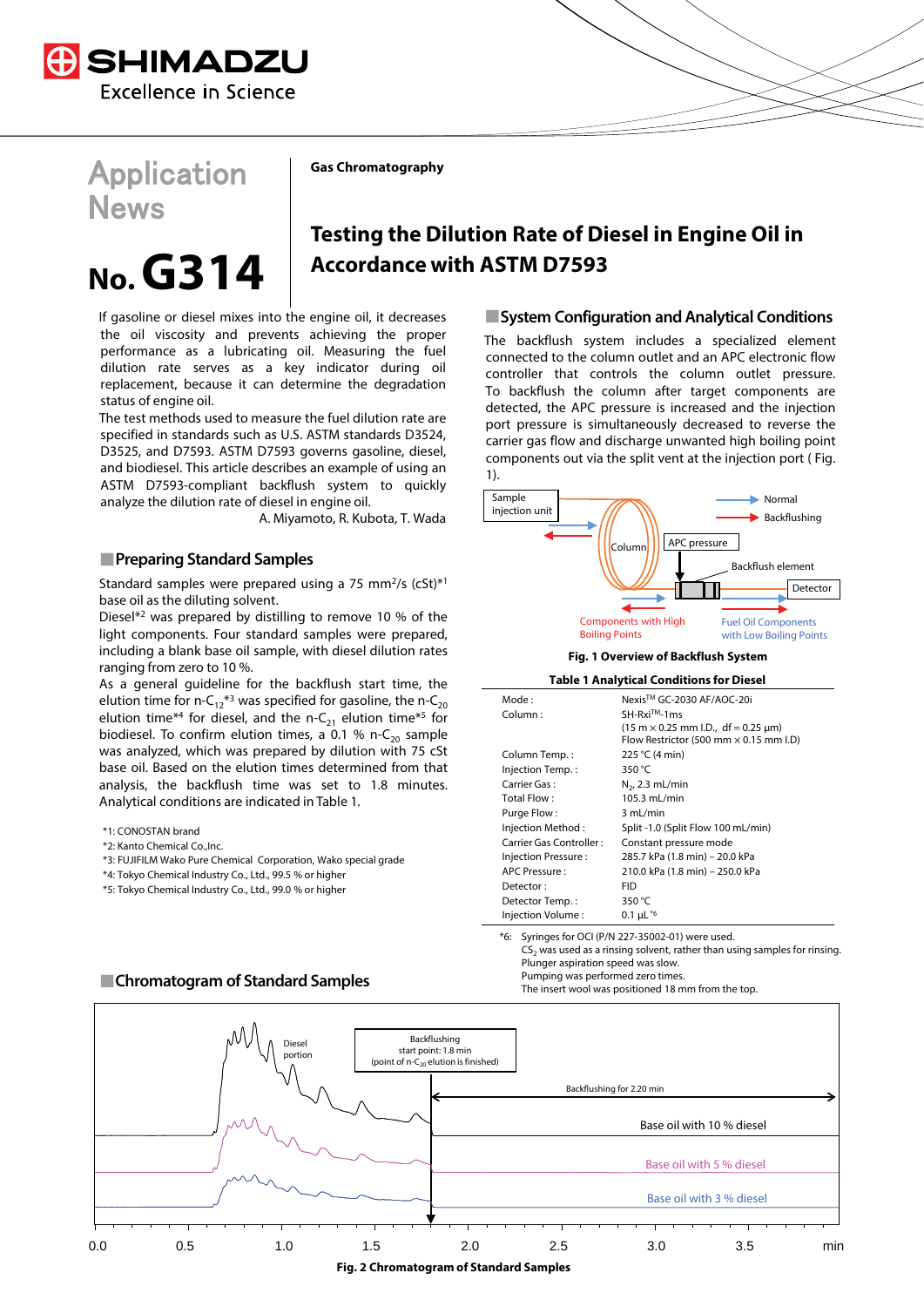# Application News

# No. G314

**Gas Chromatography**

## Testing the Dilution Rate of Diesel in Engine Oil in Accordance with ASTM D7593

If gasoline or diesel mixes into the engine oil, it decreases the oil viscosity and prevents achieving the proper performance as a lubricating oil. Measuring the fuel dilution rate serves as a key indicator during oil replacement, because it can determine the degradation status of engine oil.

The test methods used to measure the fuel dilution rate are specified in standards such as U.S. ASTM standards D3524, D3525, and D7593. ASTM D7593 governs gasoline, diesel, and biodiesel. This article describes an example of using an ASTM D7593-compliant backflush system to quickly analyze the dilution rate of diesel in engine oil.

A. Miyamoto, R. Kubota, T. Wada

## Preparing Standard Samples

Standard samples were prepared using a 75 $mm^2$/s (cSt)*1 base oil as the diluting solvent.

Diesel*2 was prepared by distilling to remove 10 % of the light components. Four standard samples were prepared, including a blank base oil sample, with diesel dilution rates ranging from zero to 10 %.

As a general guideline for the backflush start time, the elution time for n-$C_{12}$*3 was specified for gasoline, the n-$C_{20}$ elution time*4 for diesel, and the n-$C_{21}$ elution time*5 for biodiesel. To confirm elution times, a 0.1 % n-$C_{20}$ sample was analyzed, which was prepared by dilution with 75 cSt base oil. Based on the elution times determined from that analysis, the backflush time was set to 1.8 minutes. Analytical conditions are indicated in Table 1.

*1: CONOSTAN brand
*2: Kanto Chemical Co.,Inc.
*3: FUJIFILM Wako Pure Chemical Corporation, Wako special grade
*4: Tokyo Chemical Industry Co., Ltd., 99.5 % or higher
*5: Tokyo Chemical Industry Co., Ltd., 99.0 % or higher

## System Configuration and Analytical Conditions

The backflush system includes a specialized element connected to the column outlet and an APC electronic flow controller that controls the column outlet pressure. To backflush the column after target components are detected, the APC pressure is increased and the injection port pressure is simultaneously decreased to reverse the carrier gas flow and discharge unwanted high boiling point components out via the split vent at the injection port ( Fig. 1).

Sample injection unit — Normal — Backflushing — Column — APC pressure — Backflush element — Detector — Components with High Boiling Points — Fuel Oil Components with Low Boiling Points

**Fig. 1 Overview of Backflush System**

**Table 1 Analytical Conditions for Diesel**

| | |
|---|---|
| Mode : | Nexis™ GC-2030 AF/AOC-20i |
| Column : | SH-Rxi™-1ms (15 m × 0.25 mm I.D., df = 0.25 µm) Flow Restrictor (500 mm × 0.15 mm I.D) |
| Column Temp. : | 225 °C (4 min) |
| Injection Temp. : | 350 °C |
| Carrier Gas : | $N_2$, 2.3 mL/min |
| Total Flow : | 105.3 mL/min |
| Purge Flow : | 3 mL/min |
| Injection Method : | Split -1.0 (Split Flow 100 mL/min) |
| Carrier Gas Controller : | Constant pressure mode |
| Injection Pressure : | 285.7 kPa (1.8 min) – 20.0 kPa |
| APC Pressure : | 210.0 kPa (1.8 min) – 250.0 kPa |
| Detector : | FID |
| Detector Temp. : | 350 °C |
| Injection Volume : | 0.1 µL *6 |

*6: Syringes for OCI (P/N 227-35002-01) were used.
$CS_2$ was used as a rinsing solvent, rather than using samples for rinsing.
Plunger aspiration speed was slow.
Pumping was performed zero times.
The insert wool was positioned 18 mm from the top.

## Chromatogram of Standard Samples

Diesel portion — Backflushing start point: 1.8 min (point of n-$C_{20}$ elution is finished) — Backflushing for 2.20 min — Base oil with 10 % diesel — Base oil with 5 % diesel — Base oil with 3 % diesel

0.0 0.5 1.0 1.5 2.0 2.5 3.0 3.5 min

**Fig. 2 Chromatogram of Standard Samples**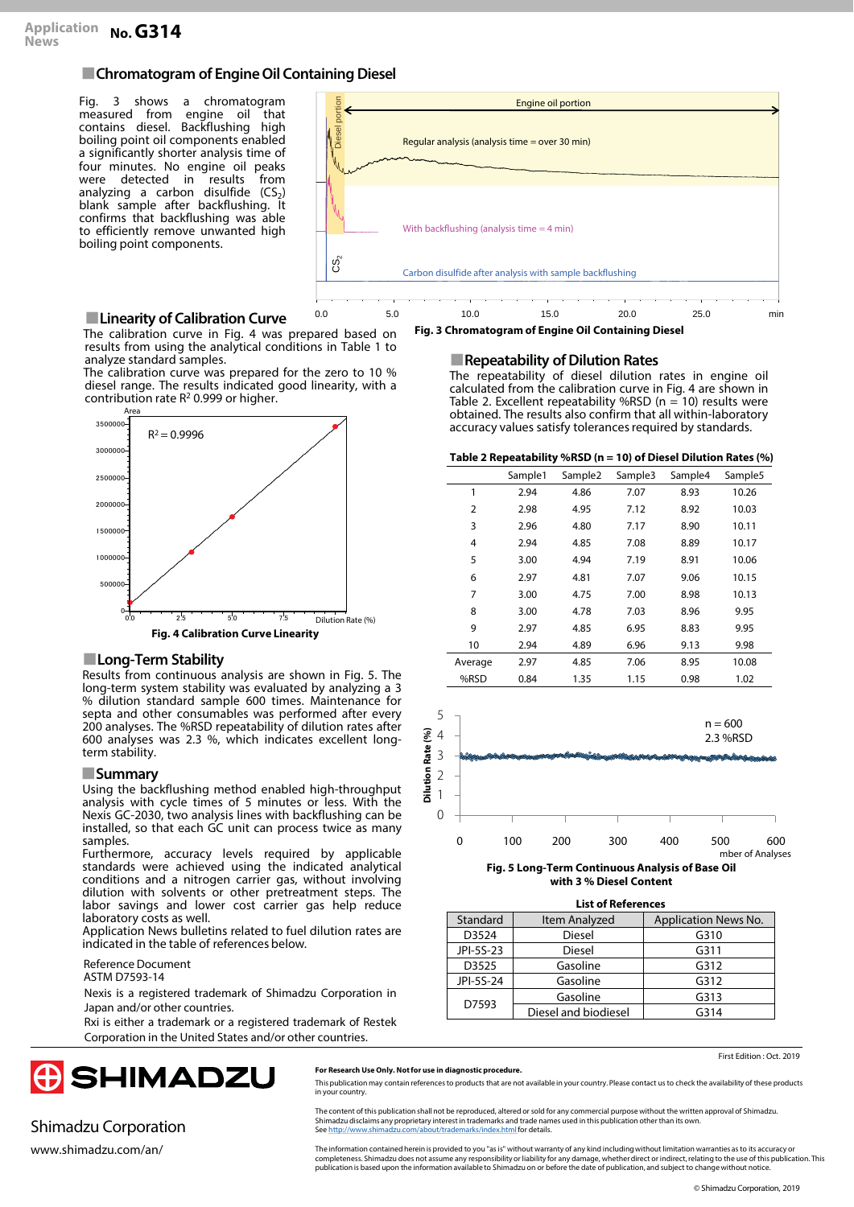## Chromatogram of Engine Oil Containing Diesel

Fig. 3 shows a chromatogram measured from engine oil that contains diesel. Backflushing high boiling point oil components enabled a significantly shorter analysis time of four minutes. No engine oil peaks were detected in results from analyzing a carbon disulfide ($CS_2$) blank sample after backflushing. It confirms that backflushing was able to efficiently remove unwanted high boiling point components.

Diesel portion
Engine oil portion
Regular analysis (analysis time = over 30 min)
With backflushing (analysis time = 4 min)
$CS_2$
Carbon disulfide after analysis with sample backflushing
0.0 5.0 10.0 15.0 20.0 25.0 min

**Fig. 3 Chromatogram of Engine Oil Containing Diesel**

## Linearity of Calibration Curve

The calibration curve in Fig. 4 was prepared based on results from using the analytical conditions in Table 1 to analyze standard samples.
The calibration curve was prepared for the zero to 10 % diesel range. The results indicated good linearity, with a contribution rate $R^2$ 0.999 or higher.

Area
$R^2 = 0.9996$
3500000 3000000 2500000 2000000 1500000 1000000 500000 0
0.0 2.5 5.0 7.5 Dilution Rate (%)

**Fig. 4 Calibration Curve Linearity**

## Long-Term Stability

Results from continuous analysis are shown in Fig. 5. The long-term system stability was evaluated by analyzing a 3 % dilution standard sample 600 times. Maintenance for septa and other consumables was performed after every 200 analyses. The %RSD repeatability of dilution rates after 600 analyses was 2.3 %, which indicates excellent long-term stability.

## Summary

Using the backflushing method enabled high-throughput analysis with cycle times of 5 minutes or less. With the Nexis GC-2030, two analysis lines with backflushing can be installed, so that each GC unit can process twice as many samples.
Furthermore, accuracy levels required by applicable standards were achieved using the indicated analytical conditions and a nitrogen carrier gas, without involving dilution with solvents or other pretreatment steps. The labor savings and lower cost carrier gas help reduce laboratory costs as well.
Application News bulletins related to fuel dilution rates are indicated in the table of references below.

Reference Document
ASTM D7593-14

Nexis is a registered trademark of Shimadzu Corporation in Japan and/or other countries.
Rxi is either a trademark or a registered trademark of Restek Corporation in the United States and/or other countries.

## Repeatability of Dilution Rates

The repeatability of diesel dilution rates in engine oil calculated from the calibration curve in Fig. 4 are shown in Table 2. Excellent repeatability %RSD (n = 10) results were obtained. The results also confirm that all within-laboratory accuracy values satisfy tolerances required by standards.

**Table 2 Repeatability %RSD (n = 10) of Diesel Dilution Rates (%)**

| | Sample1 | Sample2 | Sample3 | Sample4 | Sample5 |
|---|---|---|---|---|---|
| 1 | 2.94 | 4.86 | 7.07 | 8.93 | 10.26 |
| 2 | 2.98 | 4.95 | 7.12 | 8.92 | 10.03 |
| 3 | 2.96 | 4.80 | 7.17 | 8.90 | 10.11 |
| 4 | 2.94 | 4.85 | 7.08 | 8.89 | 10.17 |
| 5 | 3.00 | 4.94 | 7.19 | 8.91 | 10.06 |
| 6 | 2.97 | 4.81 | 7.07 | 9.06 | 10.15 |
| 7 | 3.00 | 4.75 | 7.00 | 8.98 | 10.13 |
| 8 | 3.00 | 4.78 | 7.03 | 8.96 | 9.95 |
| 9 | 2.97 | 4.85 | 6.95 | 8.83 | 9.95 |
| 10 | 2.94 | 4.89 | 6.96 | 9.13 | 9.98 |
| Average | 2.97 | 4.85 | 7.06 | 8.95 | 10.08 |
| %RSD | 0.84 | 1.35 | 1.15 | 0.98 | 1.02 |

Dilution Rate (%)
5 4 3 2 1 0
n = 600
2.3 %RSD
0 100 200 300 400 500 600
mber of Analyses

**Fig. 5 Long-Term Continuous Analysis of Base Oil with 3 % Diesel Content**

**List of References**

| Standard | Item Analyzed | Application News No. |
|---|---|---|
| D3524 | Diesel | G310 |
| JPI-5S-23 | Diesel | G311 |
| D3525 | Gasoline | G312 |
| JPI-5S-24 | Gasoline | G312 |
| D7593 | Gasoline | G313 |
| | Diesel and biodiesel | G314 |

First Edition : Oct. 2019

Shimadzu Corporation
www.shimadzu.com/an/

**For Research Use Only. Not for use in diagnostic procedure.**
This publication may contain references to products that are not available in your country. Please contact us to check the availability of these products in your country.

The content of this publication shall not be reproduced, altered or sold for any commercial purpose without the written approval of Shimadzu. Shimadzu disclaims any proprietary interest in trademarks and trade names used in this publication other than its own. See http://www.shimadzu.com/about/trademarks/index.html for details.

The information contained herein is provided to you "as is" without warranty of any kind including without limitation warranties as to its accuracy or completeness. Shimadzu does not assume any responsibility or liability for any damage, whether direct or indirect, relating to the use of this publication. This publication is based upon the information available to Shimadzu on or before the date of publication, and subject to change without notice.

© Shimadzu Corporation, 2019